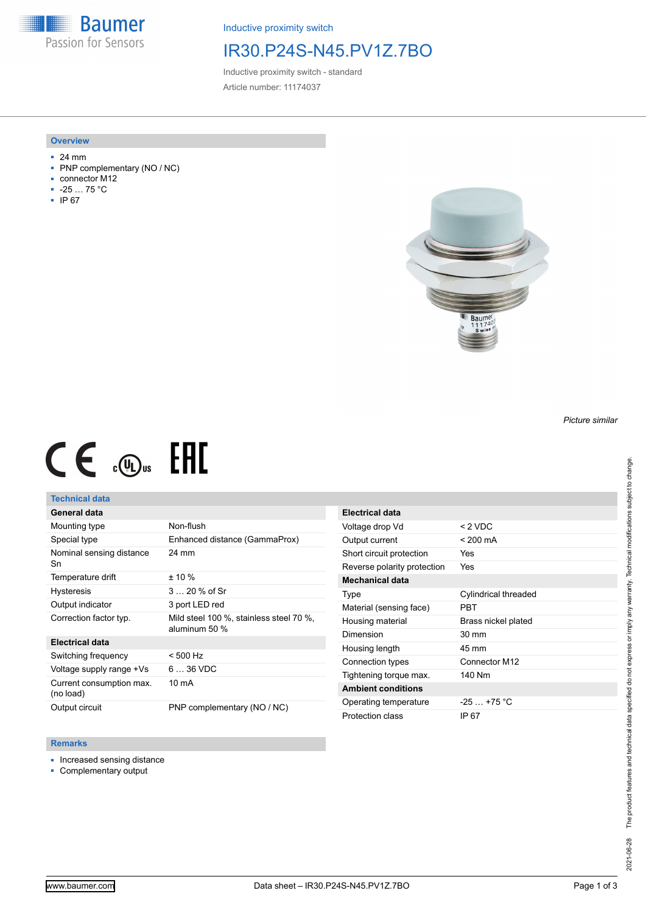Inductive proximity switch

# IR30.P24S-N45.PV1Z.7BO

Inductive proximity switch - standard

Article number: 11174037

## Overview

- 24 mm
- PNP complementary (NO / NC)
- connector M12
- -25 … 75 °C
- IP 67

*Picture similar*

## Technical data

| General data | |
|---|---|
| Mounting type | Non-flush |
| Special type | Enhanced distance (GammaProx) |
| Nominal sensing distance Sn | 24 mm |
| Temperature drift | ± 10 % |
| Hysteresis | 3 … 20 % of Sr |
| Output indicator | 3 port LED red |
| Correction factor typ. | Mild steel 100 %, stainless steel 70 %, aluminum 50 % |

| Electrical data | |
|---|---|
| Switching frequency | < 500 Hz |
| Voltage supply range +Vs | 6 … 36 VDC |
| Current consumption max. (no load) | 10 mA |
| Output circuit | PNP complementary (NO / NC) |
| Voltage drop Vd | < 2 VDC |
| Output current | < 200 mA |
| Short circuit protection | Yes |
| Reverse polarity protection | Yes |

| Mechanical data | |
|---|---|
| Type | Cylindrical threaded |
| Material (sensing face) | PBT |
| Housing material | Brass nickel plated |
| Dimension | 30 mm |
| Housing length | 45 mm |
| Connection types | Connector M12 |
| Tightening torque max. | 140 Nm |

| Ambient conditions | |
|---|---|
| Operating temperature | -25 … +75 °C |
| Protection class | IP 67 |

## Remarks

- Increased sensing distance
- Complementary output

2021-06-28 The product features and technical data specified do not express or imply any warranty. Technical modifications subject to change.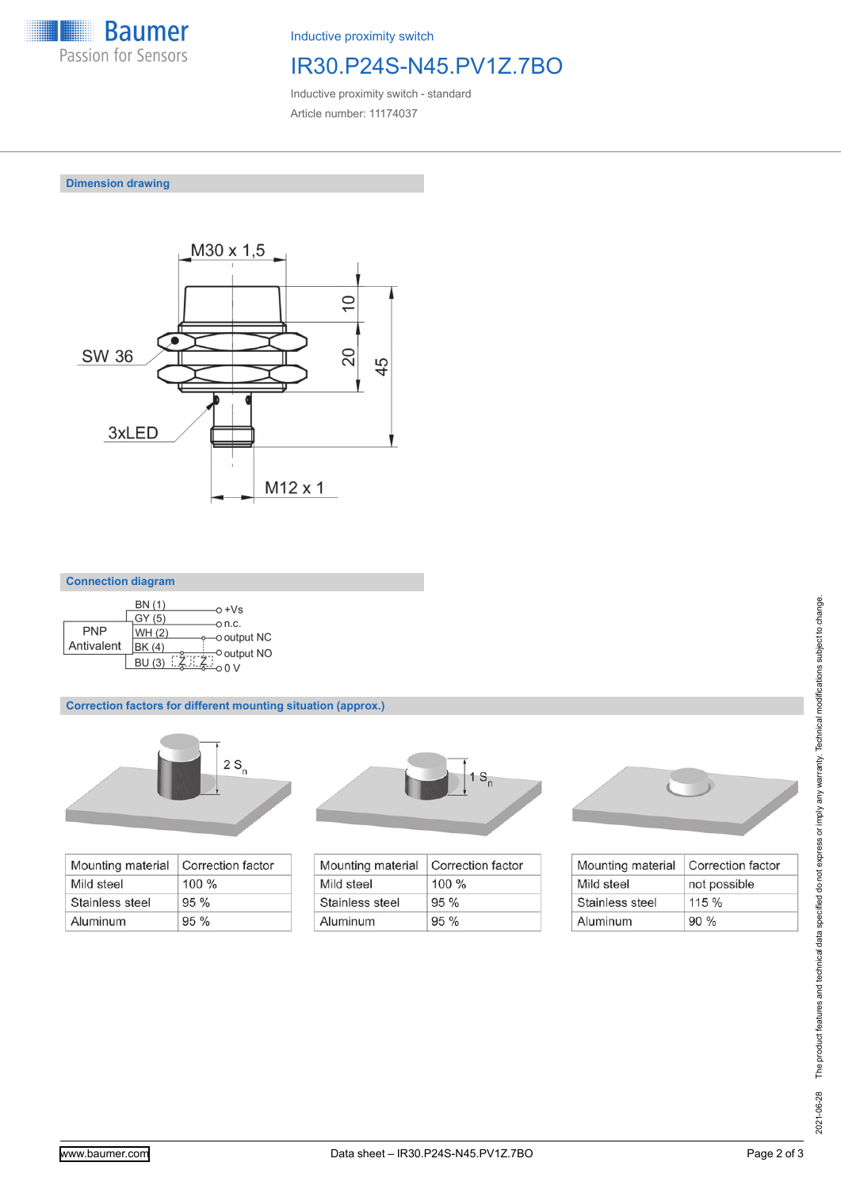Inductive proximity switch

# IR30.P24S-N45.PV1Z.7BO

Inductive proximity switch - standard

Article number: 11174037

## Dimension drawing

M30 x 1,5

SW 36

3xLED

M12 x 1

10

20

45

## Connection diagram

PNP Antivalent

- BN (1) — +Vs
- GY (5) — n.c.
- WH (2) — output NC
- BK (4) — output NO
- BU (3) — 0 V

## Correction factors for different mounting situation (approx.)

2 $S_n$

| Mounting material | Correction factor |
|---|---|
| Mild steel | 100 % |
| Stainless steel | 95 % |
| Aluminum | 95 % |

1 $S_n$

| Mounting material | Correction factor |
|---|---|
| Mild steel | 100 % |
| Stainless steel | 95 % |
| Aluminum | 95 % |

| Mounting material | Correction factor |
|---|---|
| Mild steel | not possible |
| Stainless steel | 115 % |
| Aluminum | 90 % |

2021-06-28 The product features and technical data specified do not express or imply any warranty. Technical modifications subject to change.

www.baumer.com

Data sheet – IR30.P24S-N45.PV1Z.7BO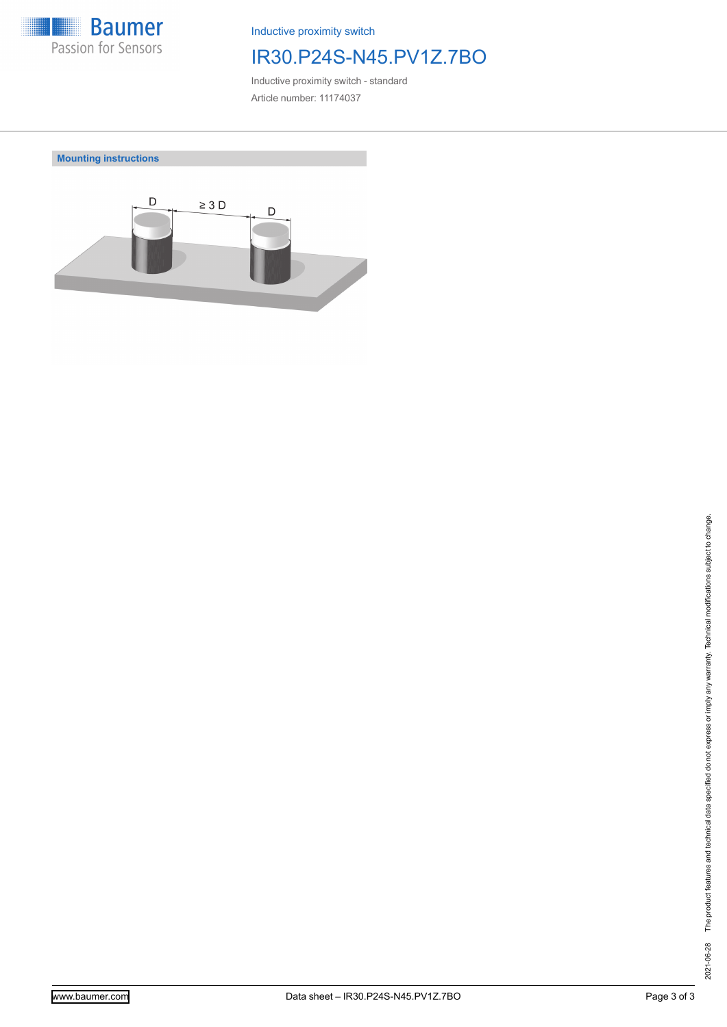Inductive proximity switch

# IR30.P24S-N45.PV1Z.7BO

Inductive proximity switch - standard

Article number: 11174037

## Mounting instructions

D

≥ 3 D

D